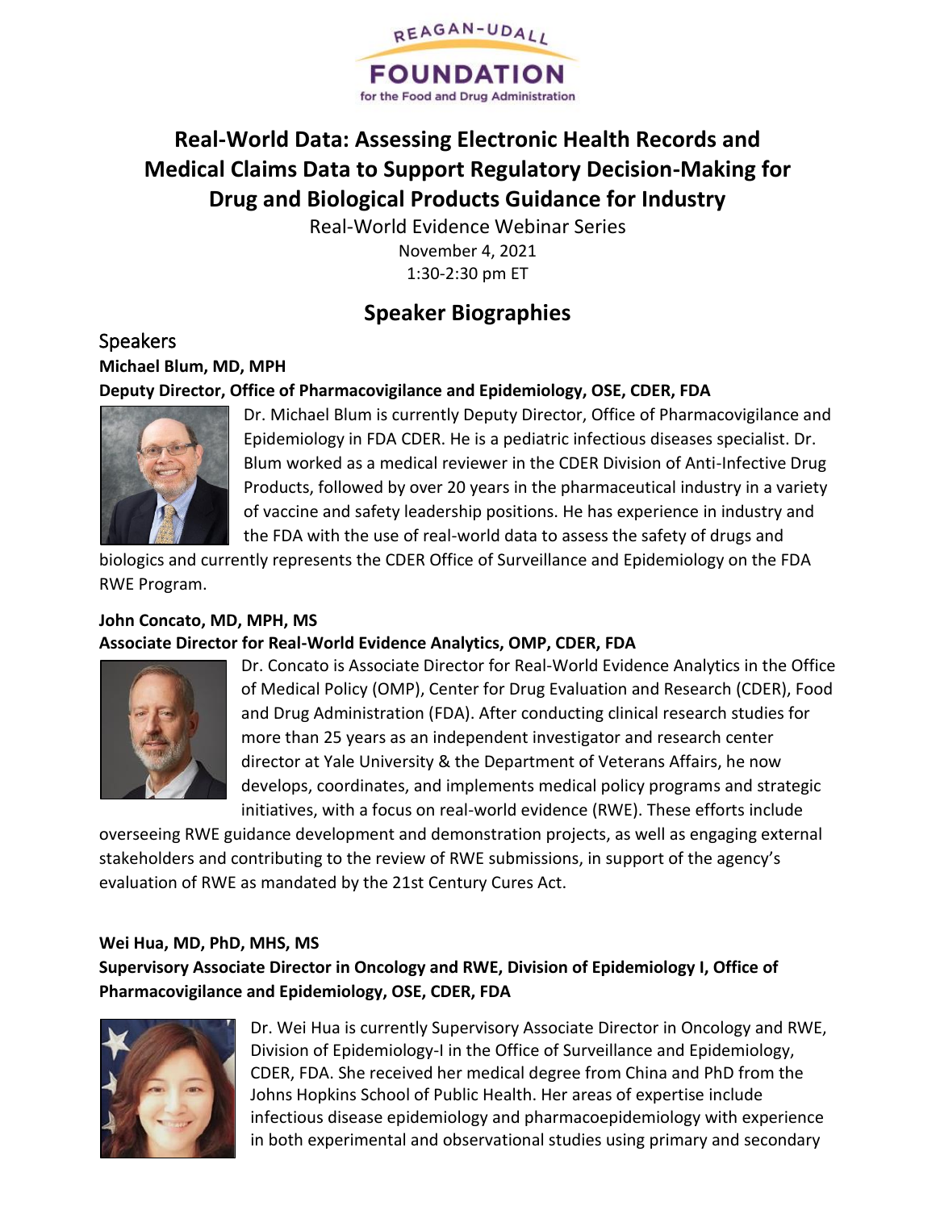REAGAN-UDALL FOUNDATION for the Food and Drug Administration

# Real-World Data: Assessing Electronic Health Records and Medical Claims Data to Support Regulatory Decision-Making for Drug and Biological Products Guidance for Industry

Real-World Evidence Webinar Series

November 4, 2021

1:30-2:30 pm ET

## Speaker Biographies

### Speakers

**Michael Blum, MD, MPH**

**Deputy Director, Office of Pharmacovigilance and Epidemiology, OSE, CDER, FDA**

Dr. Michael Blum is currently Deputy Director, Office of Pharmacovigilance and Epidemiology in FDA CDER. He is a pediatric infectious diseases specialist. Dr. Blum worked as a medical reviewer in the CDER Division of Anti-Infective Drug Products, followed by over 20 years in the pharmaceutical industry in a variety of vaccine and safety leadership positions. He has experience in industry and the FDA with the use of real-world data to assess the safety of drugs and biologics and currently represents the CDER Office of Surveillance and Epidemiology on the FDA RWE Program.

**John Concato, MD, MPH, MS**

**Associate Director for Real-World Evidence Analytics, OMP, CDER, FDA**

Dr. Concato is Associate Director for Real-World Evidence Analytics in the Office of Medical Policy (OMP), Center for Drug Evaluation and Research (CDER), Food and Drug Administration (FDA). After conducting clinical research studies for more than 25 years as an independent investigator and research center director at Yale University & the Department of Veterans Affairs, he now develops, coordinates, and implements medical policy programs and strategic initiatives, with a focus on real-world evidence (RWE). These efforts include overseeing RWE guidance development and demonstration projects, as well as engaging external stakeholders and contributing to the review of RWE submissions, in support of the agency's evaluation of RWE as mandated by the 21st Century Cures Act.

**Wei Hua, MD, PhD, MHS, MS**

**Supervisory Associate Director in Oncology and RWE, Division of Epidemiology I, Office of Pharmacovigilance and Epidemiology, OSE, CDER, FDA**

Dr. Wei Hua is currently Supervisory Associate Director in Oncology and RWE, Division of Epidemiology-I in the Office of Surveillance and Epidemiology, CDER, FDA. She received her medical degree from China and PhD from the Johns Hopkins School of Public Health. Her areas of expertise include infectious disease epidemiology and pharmacoepidemiology with experience in both experimental and observational studies using primary and secondary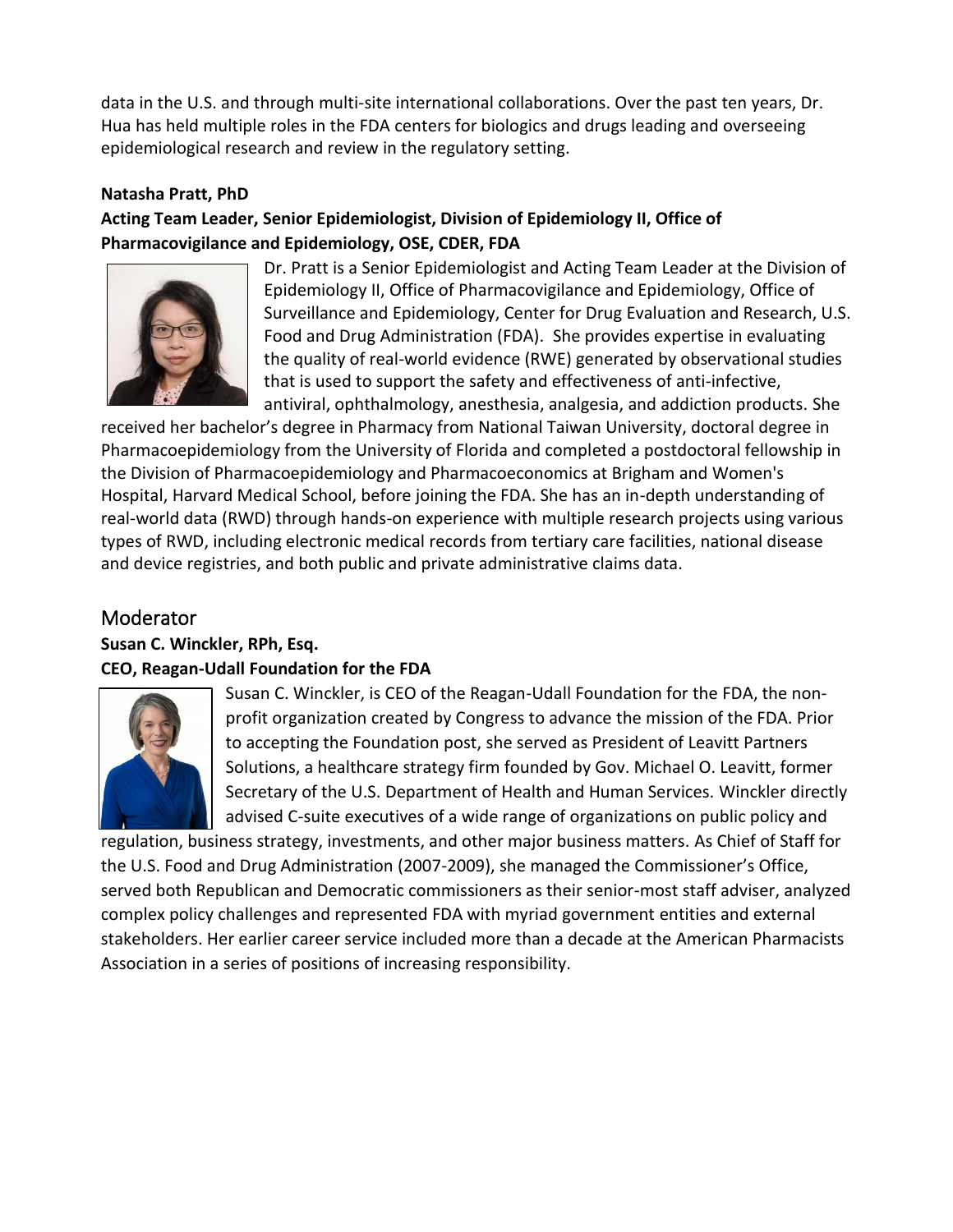data in the U.S. and through multi-site international collaborations. Over the past ten years, Dr. Hua has held multiple roles in the FDA centers for biologics and drugs leading and overseeing epidemiological research and review in the regulatory setting.

**Natasha Pratt, PhD**

**Acting Team Leader, Senior Epidemiologist, Division of Epidemiology II, Office of Pharmacovigilance and Epidemiology, OSE, CDER, FDA**

Dr. Pratt is a Senior Epidemiologist and Acting Team Leader at the Division of Epidemiology II, Office of Pharmacovigilance and Epidemiology, Office of Surveillance and Epidemiology, Center for Drug Evaluation and Research, U.S. Food and Drug Administration (FDA). She provides expertise in evaluating the quality of real-world evidence (RWE) generated by observational studies that is used to support the safety and effectiveness of anti-infective, antiviral, ophthalmology, anesthesia, analgesia, and addiction products. She received her bachelor's degree in Pharmacy from National Taiwan University, doctoral degree in Pharmacoepidemiology from the University of Florida and completed a postdoctoral fellowship in the Division of Pharmacoepidemiology and Pharmacoeconomics at Brigham and Women's Hospital, Harvard Medical School, before joining the FDA. She has an in-depth understanding of real-world data (RWD) through hands-on experience with multiple research projects using various types of RWD, including electronic medical records from tertiary care facilities, national disease and device registries, and both public and private administrative claims data.

## Moderator

**Susan C. Winckler, RPh, Esq.**

**CEO, Reagan-Udall Foundation for the FDA**

Susan C. Winckler, is CEO of the Reagan-Udall Foundation for the FDA, the non-profit organization created by Congress to advance the mission of the FDA. Prior to accepting the Foundation post, she served as President of Leavitt Partners Solutions, a healthcare strategy firm founded by Gov. Michael O. Leavitt, former Secretary of the U.S. Department of Health and Human Services. Winckler directly advised C-suite executives of a wide range of organizations on public policy and regulation, business strategy, investments, and other major business matters. As Chief of Staff for the U.S. Food and Drug Administration (2007-2009), she managed the Commissioner's Office, served both Republican and Democratic commissioners as their senior-most staff adviser, analyzed complex policy challenges and represented FDA with myriad government entities and external stakeholders. Her earlier career service included more than a decade at the American Pharmacists Association in a series of positions of increasing responsibility.